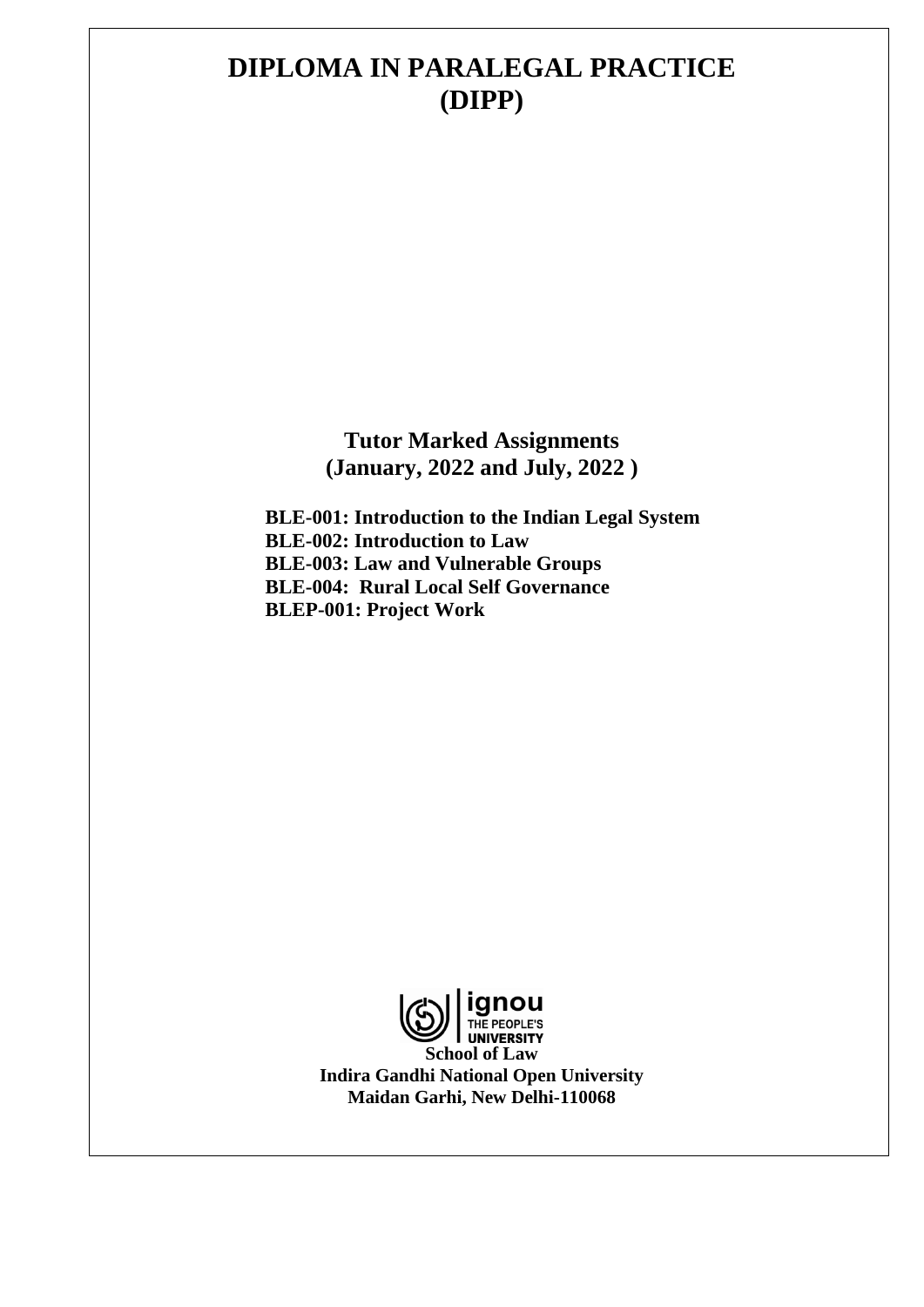# DIPLOMA IN PARALEGAL PRACTICE (DIPP)

## Tutor Marked Assignments
## (January, 2022 and July, 2022 )

**BLE-001: Introduction to the Indian Legal System**
**BLE-002: Introduction to Law**
**BLE-003: Law and Vulnerable Groups**
**BLE-004: Rural Local Self Governance**
**BLEP-001: Project Work**

ignou
THE PEOPLE'S
UNIVERSITY

**School of Law**
**Indira Gandhi National Open University**
**Maidan Garhi, New Delhi-110068**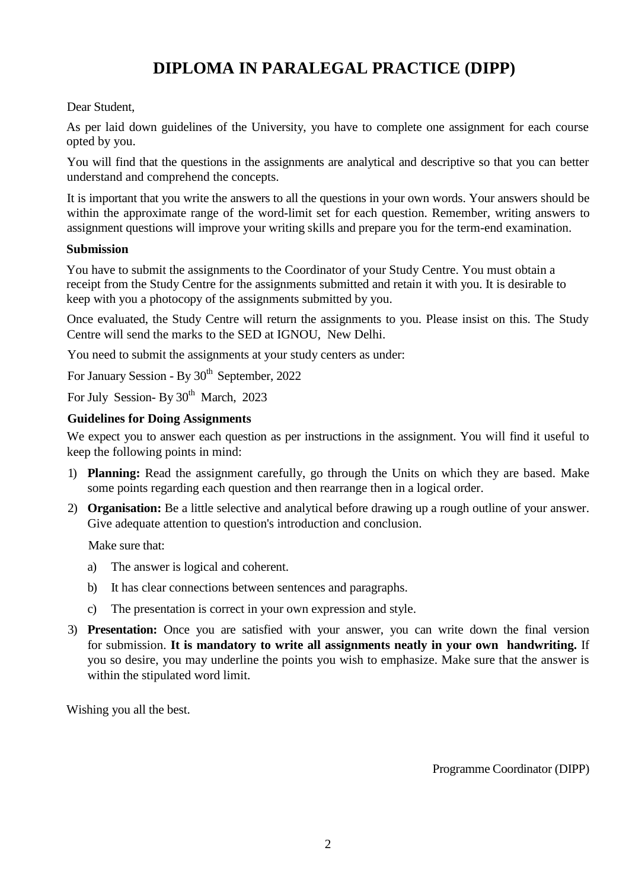# DIPLOMA IN PARALEGAL PRACTICE (DIPP)

Dear Student,

As per laid down guidelines of the University, you have to complete one assignment for each course opted by you.

You will find that the questions in the assignments are analytical and descriptive so that you can better understand and comprehend the concepts.

It is important that you write the answers to all the questions in your own words. Your answers should be within the approximate range of the word-limit set for each question. Remember, writing answers to assignment questions will improve your writing skills and prepare you for the term-end examination.

**Submission**

You have to submit the assignments to the Coordinator of your Study Centre. You must obtain a receipt from the Study Centre for the assignments submitted and retain it with you. It is desirable to keep with you a photocopy of the assignments submitted by you.

Once evaluated, the Study Centre will return the assignments to you. Please insist on this. The Study Centre will send the marks to the SED at IGNOU, New Delhi.

You need to submit the assignments at your study centers as under:

For January Session - By 30th September, 2022

For July Session- By 30th March, 2023

**Guidelines for Doing Assignments**

We expect you to answer each question as per instructions in the assignment. You will find it useful to keep the following points in mind:

1) **Planning:** Read the assignment carefully, go through the Units on which they are based. Make some points regarding each question and then rearrange then in a logical order.

2) **Organisation:** Be a little selective and analytical before drawing up a rough outline of your answer. Give adequate attention to question's introduction and conclusion.

   Make sure that:

   a) The answer is logical and coherent.

   b) It has clear connections between sentences and paragraphs.

   c) The presentation is correct in your own expression and style.

3) **Presentation:** Once you are satisfied with your answer, you can write down the final version for submission. **It is mandatory to write all assignments neatly in your own handwriting.** If you so desire, you may underline the points you wish to emphasize. Make sure that the answer is within the stipulated word limit.

Wishing you all the best.

Programme Coordinator (DIPP)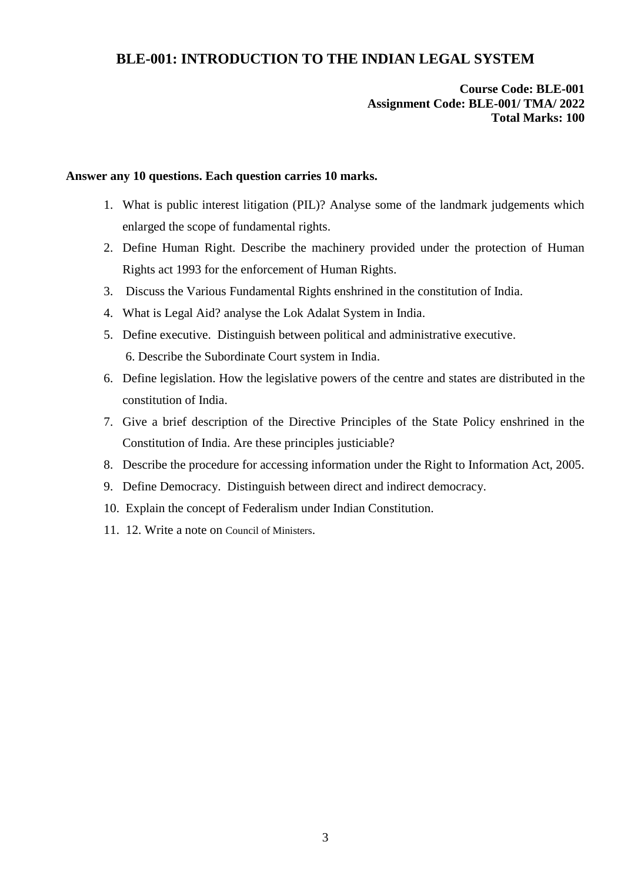## BLE-001: INTRODUCTION TO THE INDIAN LEGAL SYSTEM

**Course Code: BLE-001**
**Assignment Code: BLE-001/ TMA/ 2022**
**Total Marks: 100**

**Answer any 10 questions. Each question carries 10 marks.**

1. What is public interest litigation (PIL)? Analyse some of the landmark judgements which enlarged the scope of fundamental rights.
2. Define Human Right. Describe the machinery provided under the protection of Human Rights act 1993 for the enforcement of Human Rights.
3. Discuss the Various Fundamental Rights enshrined in the constitution of India.
4. What is Legal Aid? analyse the Lok Adalat System in India.
5. Define executive. Distinguish between political and administrative executive.
   6. Describe the Subordinate Court system in India.
6. Define legislation. How the legislative powers of the centre and states are distributed in the constitution of India.
7. Give a brief description of the Directive Principles of the State Policy enshrined in the Constitution of India. Are these principles justiciable?
8. Describe the procedure for accessing information under the Right to Information Act, 2005.
9. Define Democracy. Distinguish between direct and indirect democracy.
10. Explain the concept of Federalism under Indian Constitution.
11. 12. Write a note on Council of Ministers.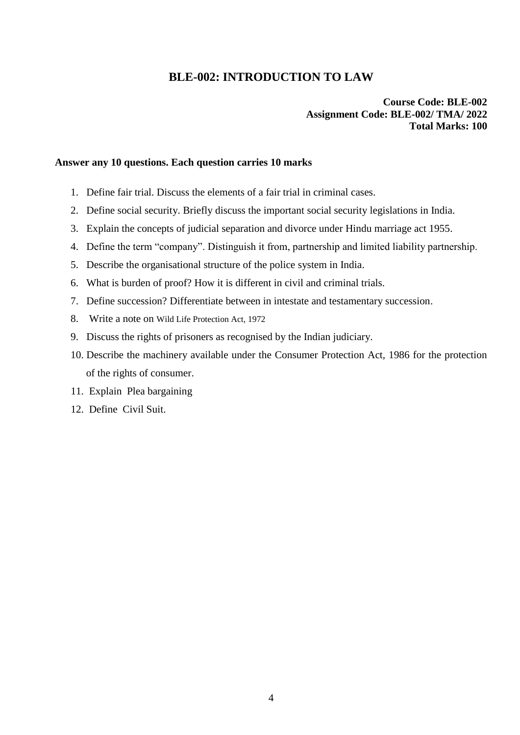## BLE-002: INTRODUCTION TO LAW

**Course Code: BLE-002**
**Assignment Code: BLE-002/ TMA/ 2022**
**Total Marks: 100**

**Answer any 10 questions. Each question carries 10 marks**

1. Define fair trial. Discuss the elements of a fair trial in criminal cases.
2. Define social security. Briefly discuss the important social security legislations in India.
3. Explain the concepts of judicial separation and divorce under Hindu marriage act 1955.
4. Define the term "company". Distinguish it from, partnership and limited liability partnership.
5. Describe the organisational structure of the police system in India.
6. What is burden of proof? How it is different in civil and criminal trials.
7. Define succession? Differentiate between in intestate and testamentary succession.
8. Write a note on Wild Life Protection Act, 1972
9. Discuss the rights of prisoners as recognised by the Indian judiciary.
10. Describe the machinery available under the Consumer Protection Act, 1986 for the protection of the rights of consumer.
11. Explain Plea bargaining
12. Define Civil Suit.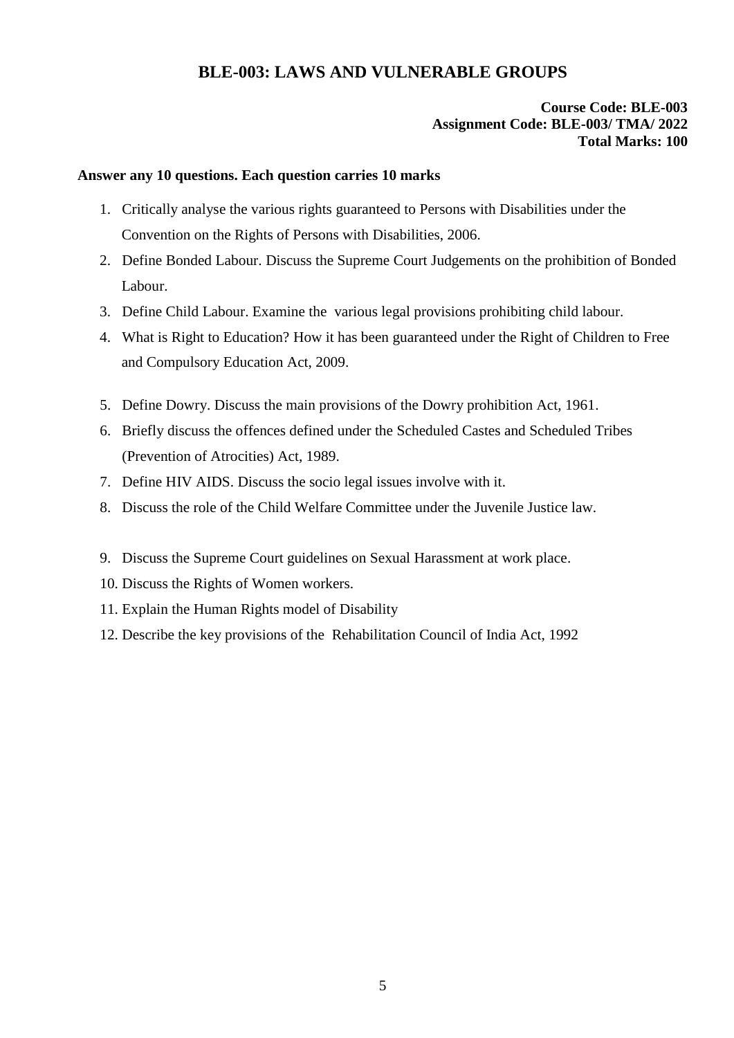# BLE-003: LAWS AND VULNERABLE GROUPS

**Course Code: BLE-003**
**Assignment Code: BLE-003/ TMA/ 2022**
**Total Marks: 100**

**Answer any 10 questions. Each question carries 10 marks**

1. Critically analyse the various rights guaranteed to Persons with Disabilities under the Convention on the Rights of Persons with Disabilities, 2006.
2. Define Bonded Labour. Discuss the Supreme Court Judgements on the prohibition of Bonded Labour.
3. Define Child Labour. Examine the various legal provisions prohibiting child labour.
4. What is Right to Education? How it has been guaranteed under the Right of Children to Free and Compulsory Education Act, 2009.
5. Define Dowry. Discuss the main provisions of the Dowry prohibition Act, 1961.
6. Briefly discuss the offences defined under the Scheduled Castes and Scheduled Tribes (Prevention of Atrocities) Act, 1989.
7. Define HIV AIDS. Discuss the socio legal issues involve with it.
8. Discuss the role of the Child Welfare Committee under the Juvenile Justice law.
9. Discuss the Supreme Court guidelines on Sexual Harassment at work place.
10. Discuss the Rights of Women workers.
11. Explain the Human Rights model of Disability
12. Describe the key provisions of the Rehabilitation Council of India Act, 1992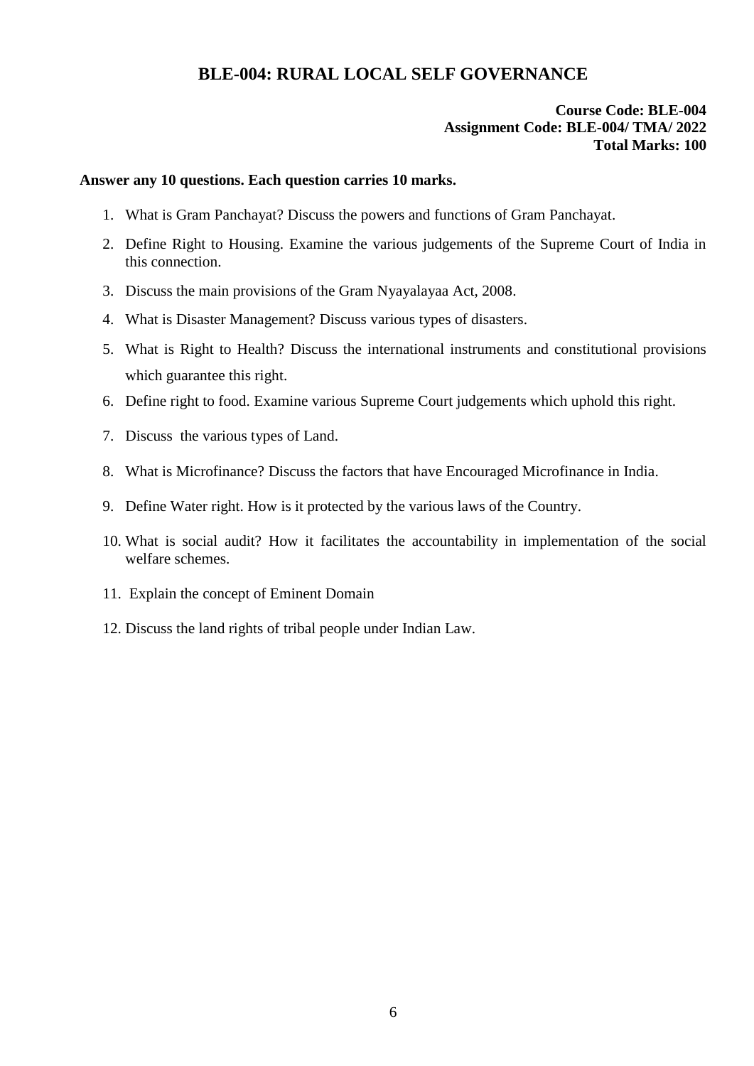# BLE-004: RURAL LOCAL SELF GOVERNANCE

**Course Code: BLE-004**
**Assignment Code: BLE-004/ TMA/ 2022**
**Total Marks: 100**

**Answer any 10 questions. Each question carries 10 marks.**

1. What is Gram Panchayat? Discuss the powers and functions of Gram Panchayat.
2. Define Right to Housing. Examine the various judgements of the Supreme Court of India in this connection.
3. Discuss the main provisions of the Gram Nyayalayaa Act, 2008.
4. What is Disaster Management? Discuss various types of disasters.
5. What is Right to Health? Discuss the international instruments and constitutional provisions which guarantee this right.
6. Define right to food. Examine various Supreme Court judgements which uphold this right.
7. Discuss the various types of Land.
8. What is Microfinance? Discuss the factors that have Encouraged Microfinance in India.
9. Define Water right. How is it protected by the various laws of the Country.
10. What is social audit? How it facilitates the accountability in implementation of the social welfare schemes.
11. Explain the concept of Eminent Domain
12. Discuss the land rights of tribal people under Indian Law.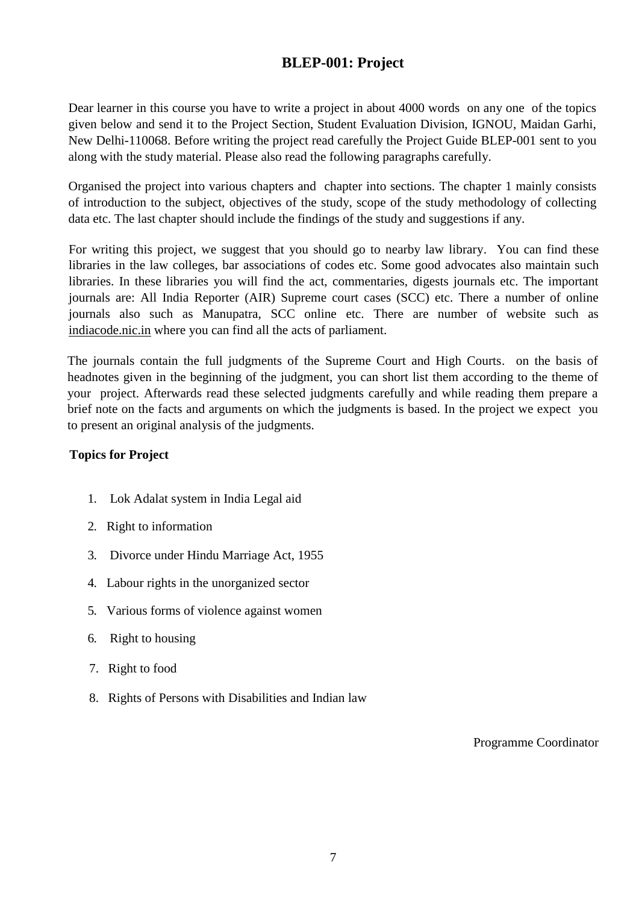# BLEP-001: Project

Dear learner in this course you have to write a project in about 4000 words on any one of the topics given below and send it to the Project Section, Student Evaluation Division, IGNOU, Maidan Garhi, New Delhi-110068. Before writing the project read carefully the Project Guide BLEP-001 sent to you along with the study material. Please also read the following paragraphs carefully.

Organised the project into various chapters and chapter into sections. The chapter 1 mainly consists of introduction to the subject, objectives of the study, scope of the study methodology of collecting data etc. The last chapter should include the findings of the study and suggestions if any.

For writing this project, we suggest that you should go to nearby law library. You can find these libraries in the law colleges, bar associations of codes etc. Some good advocates also maintain such libraries. In these libraries you will find the act, commentaries, digests journals etc. The important journals are: All India Reporter (AIR) Supreme court cases (SCC) etc. There a number of online journals also such as Manupatra, SCC online etc. There are number of website such as indiacode.nic.in where you can find all the acts of parliament.

The journals contain the full judgments of the Supreme Court and High Courts. on the basis of headnotes given in the beginning of the judgment, you can short list them according to the theme of your project. Afterwards read these selected judgments carefully and while reading them prepare a brief note on the facts and arguments on which the judgments is based. In the project we expect you to present an original analysis of the judgments.

**Topics for Project**

1. Lok Adalat system in India Legal aid
2. Right to information
3. Divorce under Hindu Marriage Act, 1955
4. Labour rights in the unorganized sector
5. Various forms of violence against women
6. Right to housing
7. Right to food
8. Rights of Persons with Disabilities and Indian law

Programme Coordinator